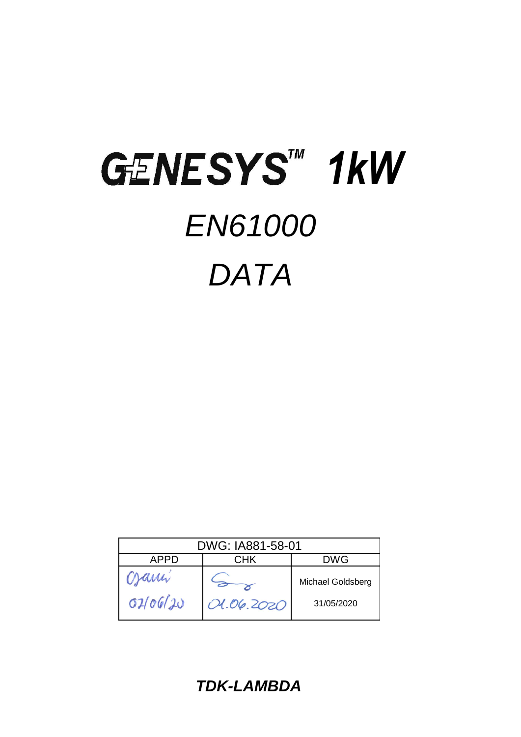# GENESYS™ 1kW

# *EN61000*

# *DATA*

| DWG: IA881-58-01 | | |
|---|---|---|
| APPD | CHK | DWG |
| 02/06/20 | 01.06.2020 | Michael Goldsberg<br>31/05/2020 |

***TDK-LAMBDA***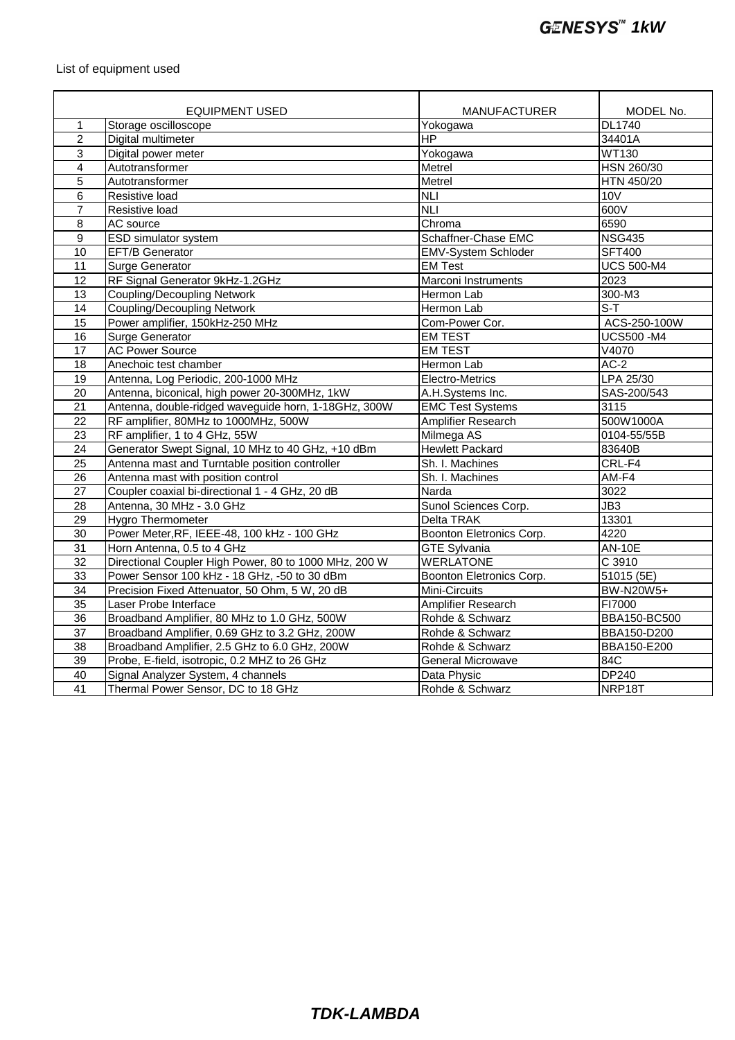List of equipment used

| | EQUIPMENT USED | MANUFACTURER | MODEL No. |
|---|---|---|---|
| 1 | Storage oscilloscope | Yokogawa | DL1740 |
| 2 | Digital multimeter | HP | 34401A |
| 3 | Digital power meter | Yokogawa | WT130 |
| 4 | Autotransformer | Metrel | HSN 260/30 |
| 5 | Autotransformer | Metrel | HTN 450/20 |
| 6 | Resistive load | NLI | 10V |
| 7 | Resistive load | NLI | 600V |
| 8 | AC source | Chroma | 6590 |
| 9 | ESD simulator system | Schaffner-Chase EMC | NSG435 |
| 10 | EFT/B Generator | EMV-System Schloder | SFT400 |
| 11 | Surge Generator | EM Test | UCS 500-M4 |
| 12 | RF Signal Generator 9kHz-1.2GHz | Marconi Instruments | 2023 |
| 13 | Coupling/Decoupling Network | Hermon Lab | 300-M3 |
| 14 | Coupling/Decoupling Network | Hermon Lab | S-T |
| 15 | Power amplifier, 150kHz-250 MHz | Com-Power Cor. | ACS-250-100W |
| 16 | Surge Generator | EM TEST | UCS500 -M4 |
| 17 | AC Power Source | EM TEST | V4070 |
| 18 | Anechoic test chamber | Hermon Lab | AC-2 |
| 19 | Antenna, Log Periodic, 200-1000 MHz | Electro-Metrics | LPA 25/30 |
| 20 | Antenna, biconical, high power 20-300MHz, 1kW | A.H.Systems Inc. | SAS-200/543 |
| 21 | Antenna, double-ridged waveguide horn, 1-18GHz, 300W | EMC Test Systems | 3115 |
| 22 | RF amplifier, 80MHz to 1000MHz, 500W | Amplifier Research | 500W1000A |
| 23 | RF amplifier, 1 to 4 GHz, 55W | Milmega AS | 0104-55/55B |
| 24 | Generator Swept Signal, 10 MHz to 40 GHz, +10 dBm | Hewlett Packard | 83640B |
| 25 | Antenna mast and Turntable position controller | Sh. I. Machines | CRL-F4 |
| 26 | Antenna mast with position control | Sh. I. Machines | AM-F4 |
| 27 | Coupler coaxial bi-directional 1 - 4 GHz, 20 dB | Narda | 3022 |
| 28 | Antenna, 30 MHz - 3.0 GHz | Sunol Sciences Corp. | JB3 |
| 29 | Hygro Thermometer | Delta TRAK | 13301 |
| 30 | Power Meter,RF, IEEE-48, 100 kHz - 100 GHz | Boonton Eletronics Corp. | 4220 |
| 31 | Horn Antenna, 0.5 to 4 GHz | GTE Sylvania | AN-10E |
| 32 | Directional Coupler High Power, 80 to 1000 MHz, 200 W | WERLATONE | C 3910 |
| 33 | Power Sensor 100 kHz - 18 GHz, -50 to 30 dBm | Boonton Eletronics Corp. | 51015 (5E) |
| 34 | Precision Fixed Attenuator, 50 Ohm, 5 W, 20 dB | Mini-Circuits | BW-N20W5+ |
| 35 | Laser Probe Interface | Amplifier Research | FI7000 |
| 36 | Broadband Amplifier, 80 MHz to 1.0 GHz, 500W | Rohde & Schwarz | BBA150-BC500 |
| 37 | Broadband Amplifier, 0.69 GHz to 3.2 GHz, 200W | Rohde & Schwarz | BBA150-D200 |
| 38 | Broadband Amplifier, 2.5 GHz to 6.0 GHz, 200W | Rohde & Schwarz | BBA150-E200 |
| 39 | Probe, E-field, isotropic, 0.2 MHZ to 26 GHz | General Microwave | 84C |
| 40 | Signal Analyzer System, 4 channels | Data Physic | DP240 |
| 41 | Thermal Power Sensor, DC to 18 GHz | Rohde & Schwarz | NRP18T |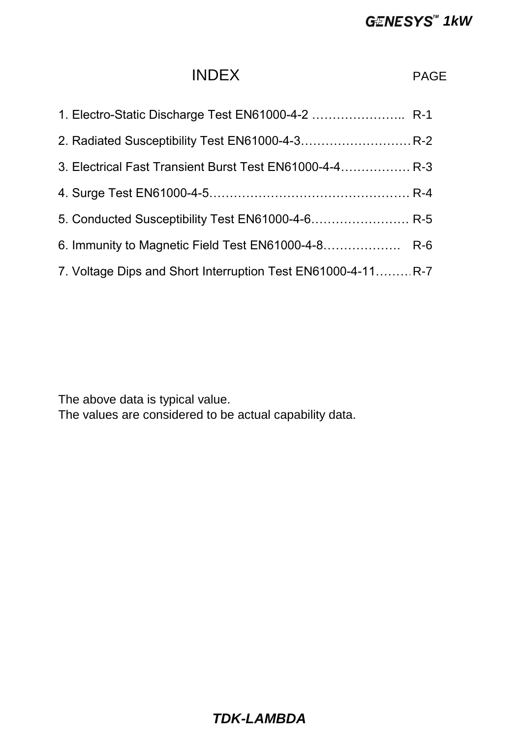# INDEX

| | PAGE |
|---|---|
| 1. Electro-Static Discharge Test EN61000-4-2 | R-1 |
| 2. Radiated Susceptibility Test EN61000-4-3 | R-2 |
| 3. Electrical Fast Transient Burst Test EN61000-4-4 | R-3 |
| 4. Surge Test EN61000-4-5 | R-4 |
| 5. Conducted Susceptibility Test EN61000-4-6 | R-5 |
| 6. Immunity to Magnetic Field Test EN61000-4-8 | R-6 |
| 7. Voltage Dips and Short Interruption Test EN61000-4-11 | R-7 |

The above data is typical value.
The values are considered to be actual capability data.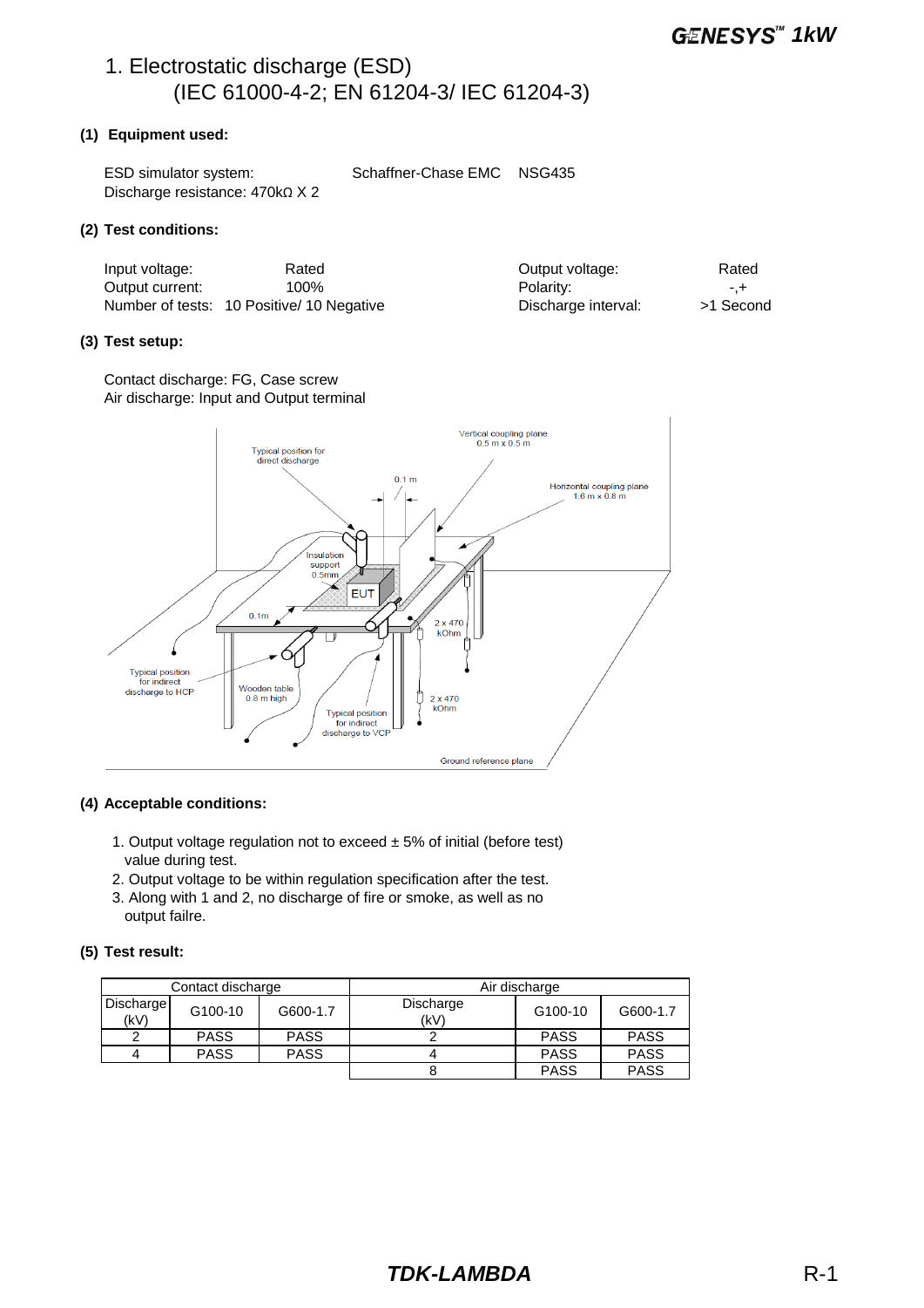# 1. Electrostatic discharge (ESD)
## (IEC 61000-4-2; EN 61204-3/ IEC 61204-3)

**(1) Equipment used:**

ESD simulator system: Schaffner-Chase EMC NSG435
Discharge resistance: 470kΩ X 2

**(2) Test conditions:**

| | | | |
|---|---|---|---|
| Input voltage: | Rated | Output voltage: | Rated |
| Output current: | 100% | Polarity: | -,+ |
| Number of tests: | 10 Positive/ 10 Negative | Discharge interval: | >1 Second |

**(3) Test setup:**

Contact discharge: FG, Case screw
Air discharge: Input and Output terminal

Vertical coupling plane 0.5 m x 0.5 m
Typical position for direct discharge
0.1 m
Horizontal coupling plane 1.6 m x 0.8 m
Insulation support 0.5mm
EUT
0.1m
2 x 470 kOhm
Typical position for indirect discharge to HCP
Wooden table 0.8 m high
Typical position for indirect discharge to VCP
2 x 470 kOhm
Ground reference plane

**(4) Acceptable conditions:**

1. Output voltage regulation not to exceed ± 5% of initial (before test) value during test.
2. Output voltage to be within regulation specification after the test.
3. Along with 1 and 2, no discharge of fire or smoke, as well as no output failre.

**(5) Test result:**

| Contact discharge | | | Air discharge | | |
|---|---|---|---|---|---|
| Discharge (kV) | G100-10 | G600-1.7 | Discharge (kV) | G100-10 | G600-1.7 |
| 2 | PASS | PASS | 2 | PASS | PASS |
| 4 | PASS | PASS | 4 | PASS | PASS |
| | | | 8 | PASS | PASS |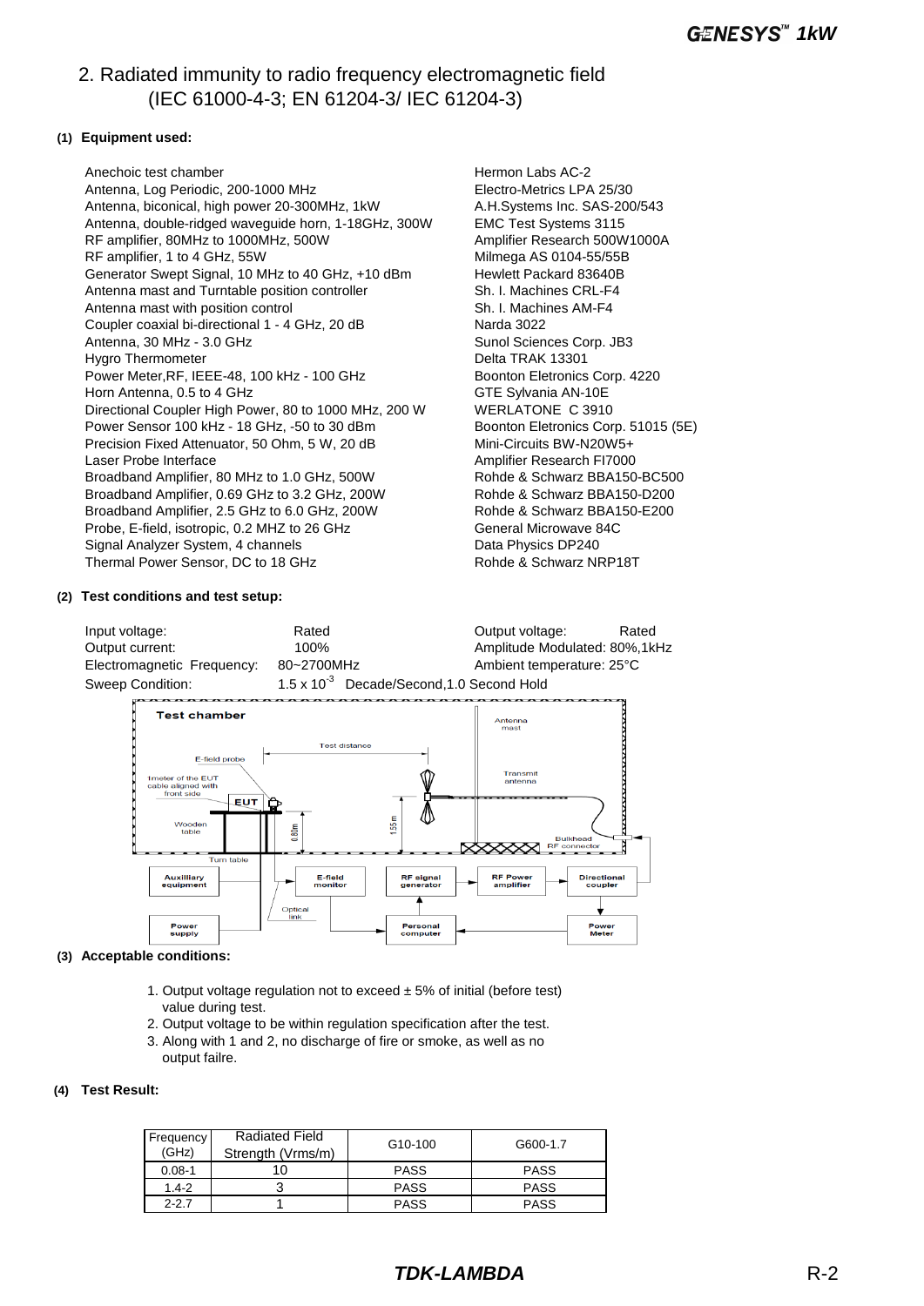## 2. Radiated immunity to radio frequency electromagnetic field (IEC 61000-4-3; EN 61204-3/ IEC 61204-3)

**(1) Equipment used:**

| | |
|---|---|
| Anechoic test chamber | Hermon Labs AC-2 |
| Antenna, Log Periodic, 200-1000 MHz | Electro-Metrics LPA 25/30 |
| Antenna, biconical, high power 20-300MHz, 1kW | A.H.Systems Inc. SAS-200/543 |
| Antenna, double-ridged waveguide horn, 1-18GHz, 300W | EMC Test Systems 3115 |
| RF amplifier, 80MHz to 1000MHz, 500W | Amplifier Research 500W1000A |
| RF amplifier, 1 to 4 GHz, 55W | Milmega AS 0104-55/55B |
| Generator Swept Signal, 10 MHz to 40 GHz, +10 dBm | Hewlett Packard 83640B |
| Antenna mast and Turntable position controller | Sh. I. Machines CRL-F4 |
| Antenna mast with position control | Sh. I. Machines AM-F4 |
| Coupler coaxial bi-directional 1 - 4 GHz, 20 dB | Narda 3022 |
| Antenna, 30 MHz - 3.0 GHz | Sunol Sciences Corp. JB3 |
| Hygro Thermometer | Delta TRAK 13301 |
| Power Meter,RF, IEEE-48, 100 kHz - 100 GHz | Boonton Eletronics Corp. 4220 |
| Horn Antenna, 0.5 to 4 GHz | GTE Sylvania AN-10E |
| Directional Coupler High Power, 80 to 1000 MHz, 200 W | WERLATONE C 3910 |
| Power Sensor 100 kHz - 18 GHz, -50 to 30 dBm | Boonton Eletronics Corp. 51015 (5E) |
| Precision Fixed Attenuator, 50 Ohm, 5 W, 20 dB | Mini-Circuits BW-N20W5+ |
| Laser Probe Interface | Amplifier Research FI7000 |
| Broadband Amplifier, 80 MHz to 1.0 GHz, 500W | Rohde & Schwarz BBA150-BC500 |
| Broadband Amplifier, 0.69 GHz to 3.2 GHz, 200W | Rohde & Schwarz BBA150-D200 |
| Broadband Amplifier, 2.5 GHz to 6.0 GHz, 200W | Rohde & Schwarz BBA150-E200 |
| Probe, E-field, isotropic, 0.2 MHZ to 26 GHz | General Microwave 84C |
| Signal Analyzer System, 4 channels | Data Physics DP240 |
| Thermal Power Sensor, DC to 18 GHz | Rohde & Schwarz NRP18T |

**(2) Test conditions and test setup:**

Input voltage: Rated
Output voltage: Rated
Output current: 100%
Amplitude Modulated: 80%,1kHz
Electromagnetic Frequency: 80~2700MHz
Ambient temperature: 25°C
Sweep Condition: $1.5 \times 10^{-3}$ Decade/Second,1.0 Second Hold

Test chamber — E-field probe; 1meter of the EUT cable aligned with front side; EUT; Wooden table; 0.80m; Turn table; Test distance; 155m; Transmit antenna; Antenna mast; Bulkhead RF connector; Auxiliary equipment; E-field monitor; Optical link; RF signal generator; RF Power amplifier; Directional coupler; Power supply; Personal computer; Power Meter

**(3) Acceptable conditions:**

1. Output voltage regulation not to exceed ± 5% of initial (before test) value during test.
2. Output voltage to be within regulation specification after the test.
3. Along with 1 and 2, no discharge of fire or smoke, as well as no output failre.

**(4) Test Result:**

| Frequency (GHz) | Radiated Field Strength (Vrms/m) | G10-100 | G600-1.7 |
|---|---|---|---|
| 0.08-1 | 10 | PASS | PASS |
| 1.4-2 | 3 | PASS | PASS |
| 2-2.7 | 1 | PASS | PASS |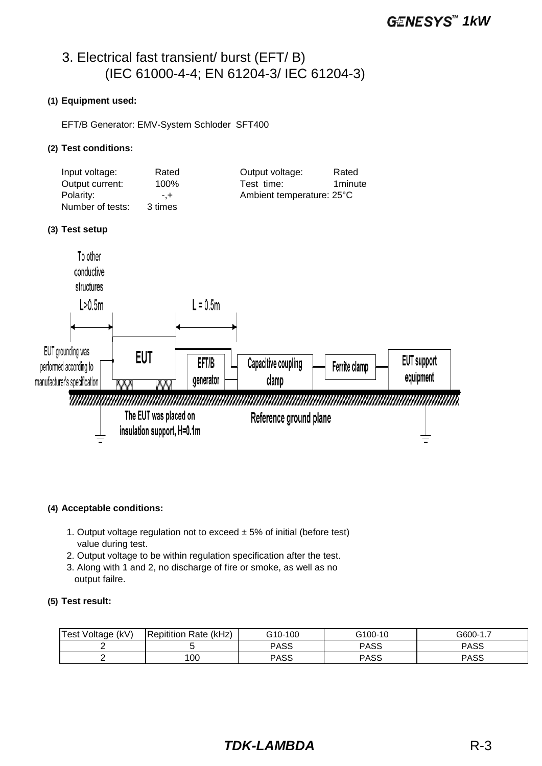# 3. Electrical fast transient/ burst (EFT/ B)
## (IEC 61000-4-4; EN 61204-3/ IEC 61204-3)

**(1) Equipment used:**

EFT/B Generator: EMV-System Schloder SFT400

**(2) Test conditions:**

Input voltage: Rated
Output current: 100%
Polarity: -,+
Number of tests: 3 times

Output voltage: Rated
Test time: 1minute
Ambient temperature: 25°C

**(3) Test setup**

To other conductive structures

L>0.5m

L = 0.5m

EUT grounding was performed according to manufacturer's specification

EUT

EFT/B generator

Capacitive coupling clamp

Ferrite clamp

EUT support equipment

The EUT was placed on insulation support, H=0.1m

Reference ground plane

**(4) Acceptable conditions:**

1. Output voltage regulation not to exceed ± 5% of initial (before test) value during test.
2. Output voltage to be within regulation specification after the test.
3. Along with 1 and 2, no discharge of fire or smoke, as well as no output failre.

**(5) Test result:**

| Test Voltage (kV) | Repitition Rate (kHz) | G10-100 | G100-10 | G600-1.7 |
|---|---|---|---|---|
| 2 | 5 | PASS | PASS | PASS |
| 2 | 100 | PASS | PASS | PASS |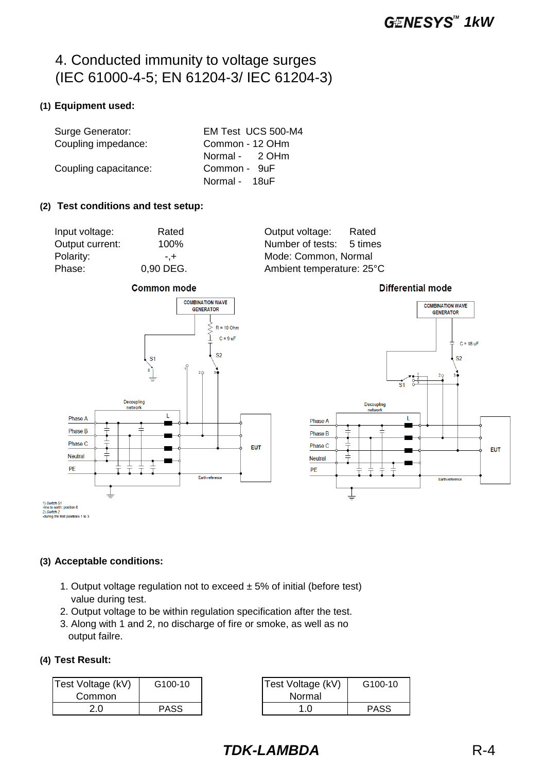# 4. Conducted immunity to voltage surges (IEC 61000-4-5; EN 61204-3/ IEC 61204-3)

**(1) Equipment used:**

| | |
|---|---|
| Surge Generator: | EM Test UCS 500-M4 |
| Coupling impedance: | Common - 12 OHm |
| | Normal - 2 OHm |
| Coupling capacitance: | Common - 9uF |
| | Normal - 18uF |

**(2) Test conditions and test setup:**

| | | | |
|---|---|---|---|
| Input voltage: | Rated | Output voltage: | Rated |
| Output current: | 100% | Number of tests: | 5 times |
| Polarity: | -,+ | Mode: Common, Normal | |
| Phase: | 0,90 DEG. | Ambient temperature: 25°C | |

**Common mode** — **Differential mode**

1) Switch S1
-line to earth: position 0
2) Switch 2
-during the test positions 1 to 3

**(3) Acceptable conditions:**

1. Output voltage regulation not to exceed ± 5% of initial (before test) value during test.
2. Output voltage to be within regulation specification after the test.
3. Along with 1 and 2, no discharge of fire or smoke, as well as no output failre.

**(4) Test Result:**

| Test Voltage (kV) Common | G100-10 |
|---|---|
| 2.0 | PASS |

| Test Voltage (kV) Normal | G100-10 |
|---|---|
| 1.0 | PASS |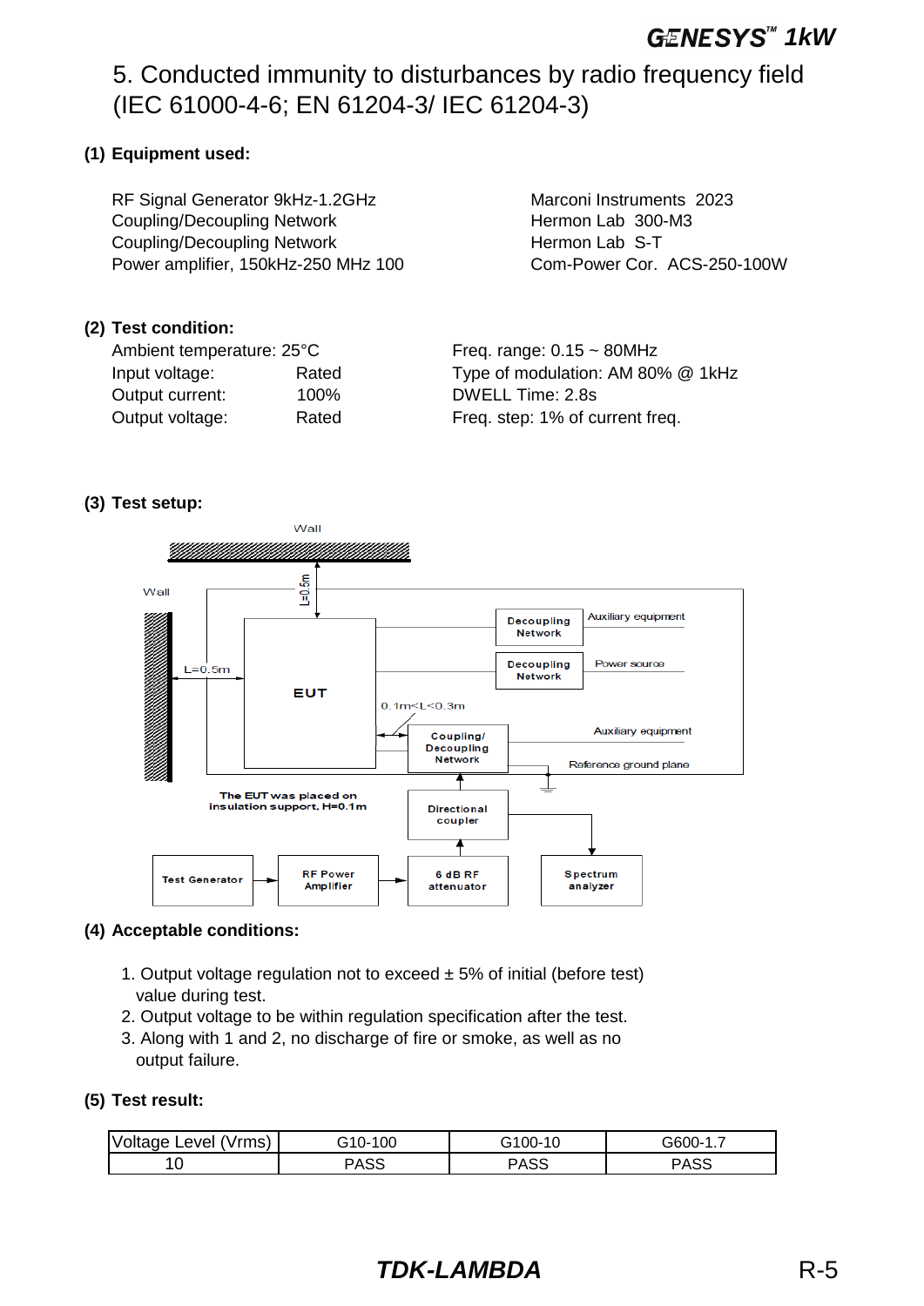# 5. Conducted immunity to disturbances by radio frequency field (IEC 61000-4-6; EN 61204-3/ IEC 61204-3)

**(1) Equipment used:**

| | |
|---|---|
| RF Signal Generator 9kHz-1.2GHz | Marconi Instruments 2023 |
| Coupling/Decoupling Network | Hermon Lab 300-M3 |
| Coupling/Decoupling Network | Hermon Lab S-T |
| Power amplifier, 150kHz-250 MHz 100 | Com-Power Cor. ACS-250-100W |

**(2) Test condition:**

| | | |
|---|---|---|
| Ambient temperature: 25°C | | Freq. range: 0.15 ~ 80MHz |
| Input voltage: | Rated | Type of modulation: AM 80% @ 1kHz |
| Output current: | 100% | DWELL Time: 2.8s |
| Output voltage: | Rated | Freq. step: 1% of current freq. |

**(3) Test setup:**

Wall

Wall

L=0.5m

L=0.5m

EUT

Decoupling Network — Auxiliary equipment

Decoupling Network — Power source

0.1m<L<0.3m

Coupling/ Decoupling Network — Auxiliary equipment

Reference ground plane

The EUT was placed on insulation support, H=0.1m

Directional coupler

Test Generator → RF Power Amplifier → 6 dB RF attenuator

Spectrum analyzer

**(4) Acceptable conditions:**

1. Output voltage regulation not to exceed ± 5% of initial (before test) value during test.
2. Output voltage to be within regulation specification after the test.
3. Along with 1 and 2, no discharge of fire or smoke, as well as no output failure.

**(5) Test result:**

| Voltage Level (Vrms) | G10-100 | G100-10 | G600-1.7 |
|---|---|---|---|
| 10 | PASS | PASS | PASS |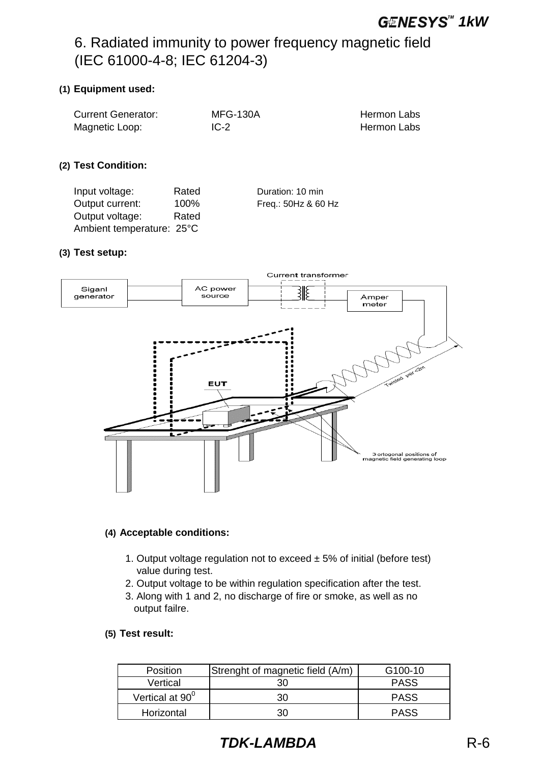# 6. Radiated immunity to power frequency magnetic field (IEC 61000-4-8; IEC 61204-3)

**(1) Equipment used:**

Current Generator: MFG-130A Hermon Labs
Magnetic Loop: IC-2 Hermon Labs

**(2) Test Condition:**

Input voltage: Rated
Output current: 100%
Output voltage: Rated
Ambient temperature: 25°C

Duration: 10 min
Freq.: 50Hz & 60 Hz

**(3) Test setup:**

Siganl generator
AC power source
Current transformer
Amper meter
EUT
Twisted pair <2m
3 ortogonal positions of magnetic field generating loop

**(4) Acceptable conditions:**

1. Output voltage regulation not to exceed ± 5% of initial (before test) value during test.
2. Output voltage to be within regulation specification after the test.
3. Along with 1 and 2, no discharge of fire or smoke, as well as no output failre.

**(5) Test result:**

| Position | Strenght of magnetic field (A/m) | G100-10 |
|---|---|---|
| Vertical | 30 | PASS |
| Vertical at $90^0$ | 30 | PASS |
| Horizontal | 30 | PASS |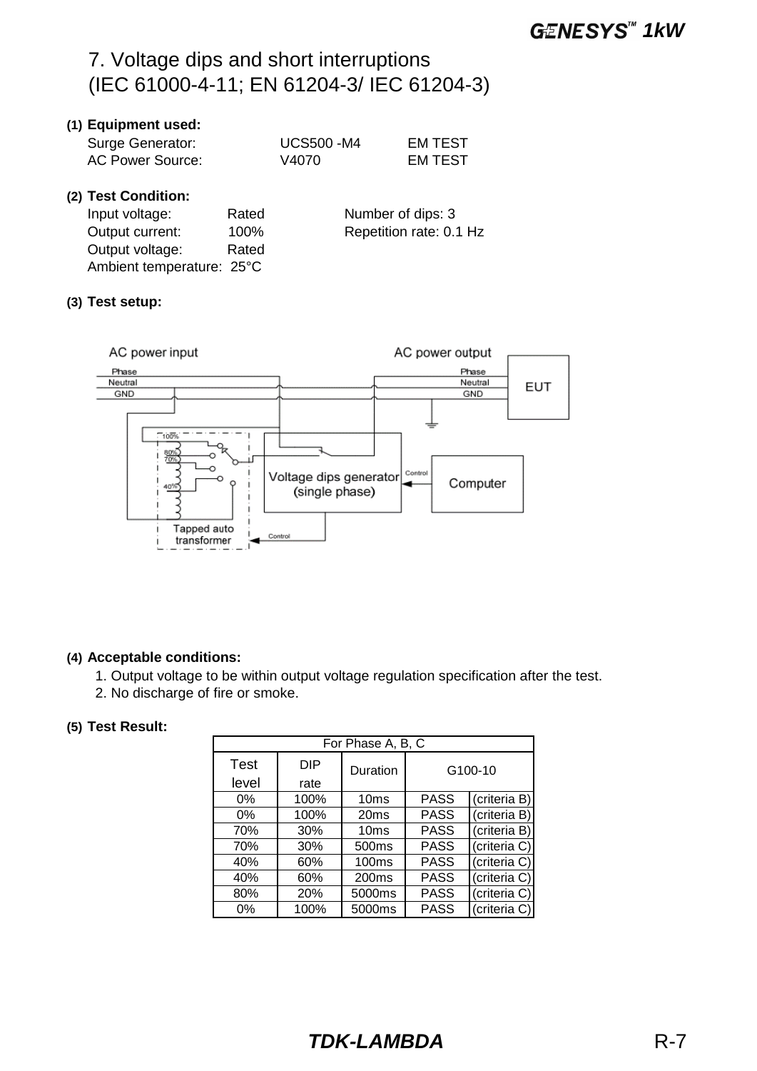# 7. Voltage dips and short interruptions (IEC 61000-4-11; EN 61204-3/ IEC 61204-3)

**(1) Equipment used:**

Surge Generator: UCS500 -M4 EM TEST
AC Power Source: V4070 EM TEST

**(2) Test Condition:**

Input voltage: Rated
Output current: 100%
Output voltage: Rated
Ambient temperature: 25°C

Number of dips: 3
Repetition rate: 0.1 Hz

**(3) Test setup:**

AC power input
Phase
Neutral
GND
AC power output
Phase
Neutral
GND
EUT
100%
80%
70%
40%
Tapped auto transformer
Control
Voltage dips generator (single phase)
Control
Computer

**(4) Acceptable conditions:**

1. Output voltage to be within output voltage regulation specification after the test.
2. No discharge of fire or smoke.

**(5) Test Result:**

| For Phase A, B, C | | | | |
|---|---|---|---|---|
| Test level | DIP rate | Duration | G100-10 | |
| 0% | 100% | 10ms | PASS | (criteria B) |
| 0% | 100% | 20ms | PASS | (criteria B) |
| 70% | 30% | 10ms | PASS | (criteria B) |
| 70% | 30% | 500ms | PASS | (criteria C) |
| 40% | 60% | 100ms | PASS | (criteria C) |
| 40% | 60% | 200ms | PASS | (criteria C) |
| 80% | 20% | 5000ms | PASS | (criteria C) |
| 0% | 100% | 5000ms | PASS | (criteria C) |